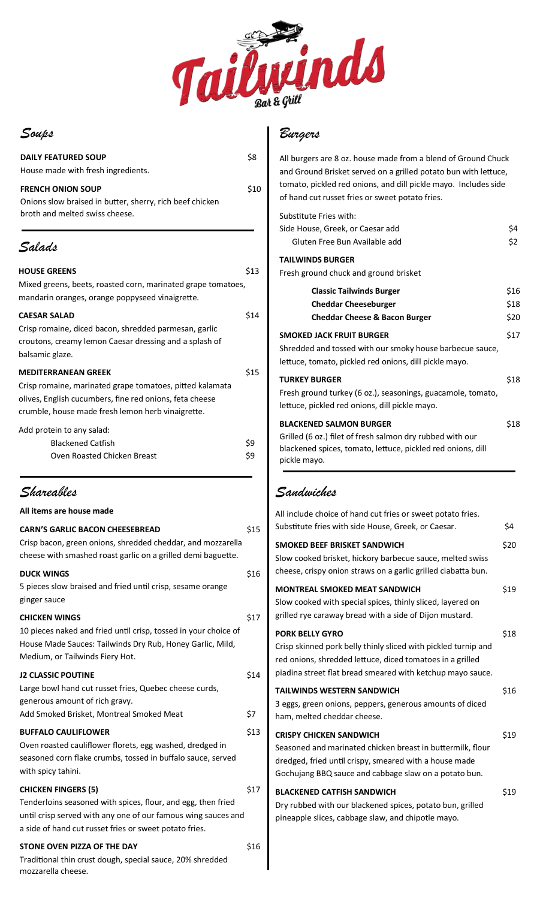# Tailwinds

Bar & Grill

## Soups

**DAILY FEATURED SOUP** $8
House made with fresh ingredients.

**FRENCH ONION SOUP** $10
Onions slow braised in butter, sherry, rich beef chicken broth and melted swiss cheese.

## Salads

**HOUSE GREENS** $13
Mixed greens, beets, roasted corn, marinated grape tomatoes, mandarin oranges, orange poppyseed vinaigrette.

**CAESAR SALAD** $14
Crisp romaine, diced bacon, shredded parmesan, garlic croutons, creamy lemon Caesar dressing and a splash of balsamic glaze.

**MEDITERRANEAN GREEK** $15
Crisp romaine, marinated grape tomatoes, pitted kalamata olives, English cucumbers, fine red onions, feta cheese crumble, house made fresh lemon herb vinaigrette.

Add protein to any salad:

| | |
|---|---|
| Blackened Catfish | $9 |
| Oven Roasted Chicken Breast | $9 |

## Shareables

**All items are house made**

**CARN'S GARLIC BACON CHEESEBREAD** $15
Crisp bacon, green onions, shredded cheddar, and mozzarella cheese with smashed roast garlic on a grilled demi baguette.

**DUCK WINGS** $16
5 pieces slow braised and fried until crisp, sesame orange ginger sauce

**CHICKEN WINGS** $17
10 pieces naked and fried until crisp, tossed in your choice of House Made Sauces: Tailwinds Dry Rub, Honey Garlic, Mild, Medium, or Tailwinds Fiery Hot.

**J2 CLASSIC POUTINE** $14
Large bowl hand cut russet fries, Quebec cheese curds, generous amount of rich gravy.
Add Smoked Brisket, Montreal Smoked Meat $7

**BUFFALO CAULIFLOWER** $13
Oven roasted cauliflower florets, egg washed, dredged in seasoned corn flake crumbs, tossed in buffalo sauce, served with spicy tahini.

**CHICKEN FINGERS (5)** $17
Tenderloins seasoned with spices, flour, and egg, then fried until crisp served with any one of our famous wing sauces and a side of hand cut russet fries or sweet potato fries.

**STONE OVEN PIZZA OF THE DAY** $16
Traditional thin crust dough, special sauce, 20% shredded mozzarella cheese.

## Burgers

All burgers are 8 oz. house made from a blend of Ground Chuck and Ground Brisket served on a grilled potato bun with lettuce, tomato, pickled red onions, and dill pickle mayo. Includes side of hand cut russet fries or sweet potato fries.

Substitute Fries with:

| | |
|---|---|
| Side House, Greek, or Caesar add | $4 |
| Gluten Free Bun Available add | $2 |

**TAILWINDS BURGER**
Fresh ground chuck and ground brisket

| | |
|---|---|
| **Classic Tailwinds Burger** | $16 |
| **Cheddar Cheeseburger** | $18 |
| **Cheddar Cheese & Bacon Burger** | $20 |

**SMOKED JACK FRUIT BURGER** $17
Shredded and tossed with our smoky house barbecue sauce, lettuce, tomato, pickled red onions, dill pickle mayo.

**TURKEY BURGER** $18
Fresh ground turkey (6 oz.), seasonings, guacamole, tomato, lettuce, pickled red onions, dill pickle mayo.

**BLACKENED SALMON BURGER** $18
Grilled (6 oz.) filet of fresh salmon dry rubbed with our blackened spices, tomato, lettuce, pickled red onions, dill pickle mayo.

## Sandwiches

All include choice of hand cut fries or sweet potato fries.
Substitute fries with side House, Greek, or Caesar. $4

**SMOKED BEEF BRISKET SANDWICH** $20
Slow cooked brisket, hickory barbecue sauce, melted swiss cheese, crispy onion straws on a garlic grilled ciabatta bun.

**MONTREAL SMOKED MEAT SANDWICH** $19
Slow cooked with special spices, thinly sliced, layered on grilled rye caraway bread with a side of Dijon mustard.

**PORK BELLY GYRO** $18
Crisp skinned pork belly thinly sliced with pickled turnip and red onions, shredded lettuce, diced tomatoes in a grilled piadina street flat bread smeared with ketchup mayo sauce.

**TAILWINDS WESTERN SANDWICH** $16
3 eggs, green onions, peppers, generous amounts of diced ham, melted cheddar cheese.

**CRISPY CHICKEN SANDWICH** $19
Seasoned and marinated chicken breast in buttermilk, flour dredged, fried until crispy, smeared with a house made Gochujang BBQ sauce and cabbage slaw on a potato bun.

**BLACKENED CATFISH SANDWICH** $19
Dry rubbed with our blackened spices, potato bun, grilled pineapple slices, cabbage slaw, and chipotle mayo.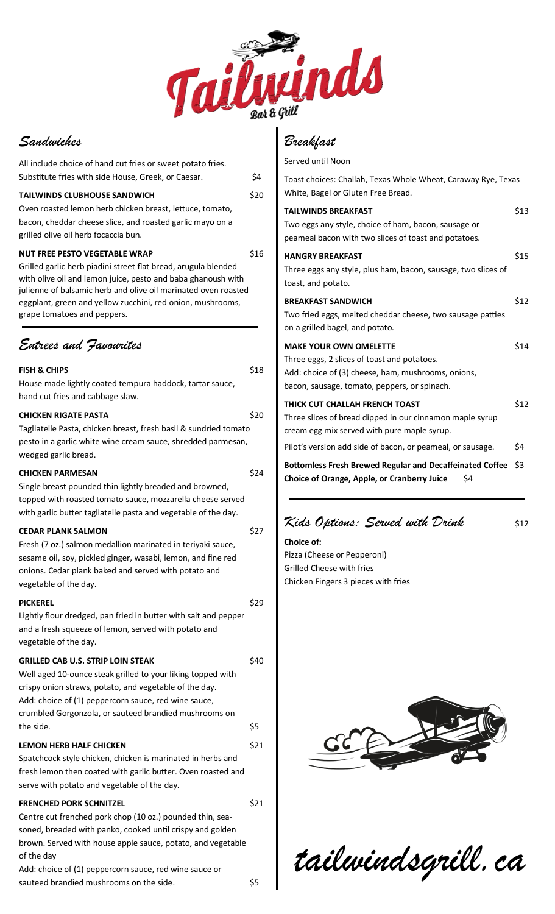# Tailwinds

Bar & Grill

## Sandwiches

All include choice of hand cut fries or sweet potato fries.
Substitute fries with side House, Greek, or Caesar. $4

**TAILWINDS CLUBHOUSE SANDWICH** $20
Oven roasted lemon herb chicken breast, lettuce, tomato, bacon, cheddar cheese slice, and roasted garlic mayo on a grilled olive oil herb focaccia bun.

**NUT FREE PESTO VEGETABLE WRAP** $16
Grilled garlic herb piadini street flat bread, arugula blended with olive oil and lemon juice, pesto and baba ghanoush with julienne of balsamic herb and olive oil marinated oven roasted eggplant, green and yellow zucchini, red onion, mushrooms, grape tomatoes and peppers.

## Entrees and Favourites

**FISH & CHIPS** $18
House made lightly coated tempura haddock, tartar sauce, hand cut fries and cabbage slaw.

**CHICKEN RIGATE PASTA** $20
Tagliatelle Pasta, chicken breast, fresh basil & sundried tomato pesto in a garlic white wine cream sauce, shredded parmesan, wedged garlic bread.

**CHICKEN PARMESAN** $24
Single breast pounded thin lightly breaded and browned, topped with roasted tomato sauce, mozzarella cheese served with garlic butter tagliatelle pasta and vegetable of the day.

**CEDAR PLANK SALMON** $27
Fresh (7 oz.) salmon medallion marinated in teriyaki sauce, sesame oil, soy, pickled ginger, wasabi, lemon, and fine red onions. Cedar plank baked and served with potato and vegetable of the day.

**PICKEREL** $29
Lightly flour dredged, pan fried in butter with salt and pepper and a fresh squeeze of lemon, served with potato and vegetable of the day.

**GRILLED CAB U.S. STRIP LOIN STEAK** $40
Well aged 10-ounce steak grilled to your liking topped with crispy onion straws, potato, and vegetable of the day.
Add: choice of (1) peppercorn sauce, red wine sauce, crumbled Gorgonzola, or sauteed brandied mushrooms on the side. $5

**LEMON HERB HALF CHICKEN** $21
Spatchcock style chicken, chicken is marinated in herbs and fresh lemon then coated with garlic butter. Oven roasted and serve with potato and vegetable of the day.

**FRENCHED PORK SCHNITZEL** $21
Centre cut frenched pork chop (10 oz.) pounded thin, seasoned, breaded with panko, cooked until crispy and golden brown. Served with house apple sauce, potato, and vegetable of the day
Add: choice of (1) peppercorn sauce, red wine sauce or sauteed brandied mushrooms on the side. $5

## Breakfast

Served until Noon

Toast choices: Challah, Texas Whole Wheat, Caraway Rye, Texas White, Bagel or Gluten Free Bread.

**TAILWINDS BREAKFAST** $13
Two eggs any style, choice of ham, bacon, sausage or peameal bacon with two slices of toast and potatoes.

**HANGRY BREAKFAST** $15
Three eggs any style, plus ham, bacon, sausage, two slices of toast, and potato.

**BREAKFAST SANDWICH** $12
Two fried eggs, melted cheddar cheese, two sausage patties on a grilled bagel, and potato.

**MAKE YOUR OWN OMELETTE** $14
Three eggs, 2 slices of toast and potatoes.
Add: choice of (3) cheese, ham, mushrooms, onions, bacon, sausage, tomato, peppers, or spinach.

**THICK CUT CHALLAH FRENCH TOAST** $12
Three slices of bread dipped in our cinnamon maple syrup cream egg mix served with pure maple syrup.
Pilot's version add side of bacon, or peameal, or sausage. $4

**Bottomless Fresh Brewed Regular and Decaffeinated Coffee** $3
**Choice of Orange, Apple, or Cranberry Juice** $4

## Kids Options: Served with Drink $12

**Choice of:**
Pizza (Cheese or Pepperoni)
Grilled Cheese with fries
Chicken Fingers 3 pieces with fries

tailwindsgrill.ca